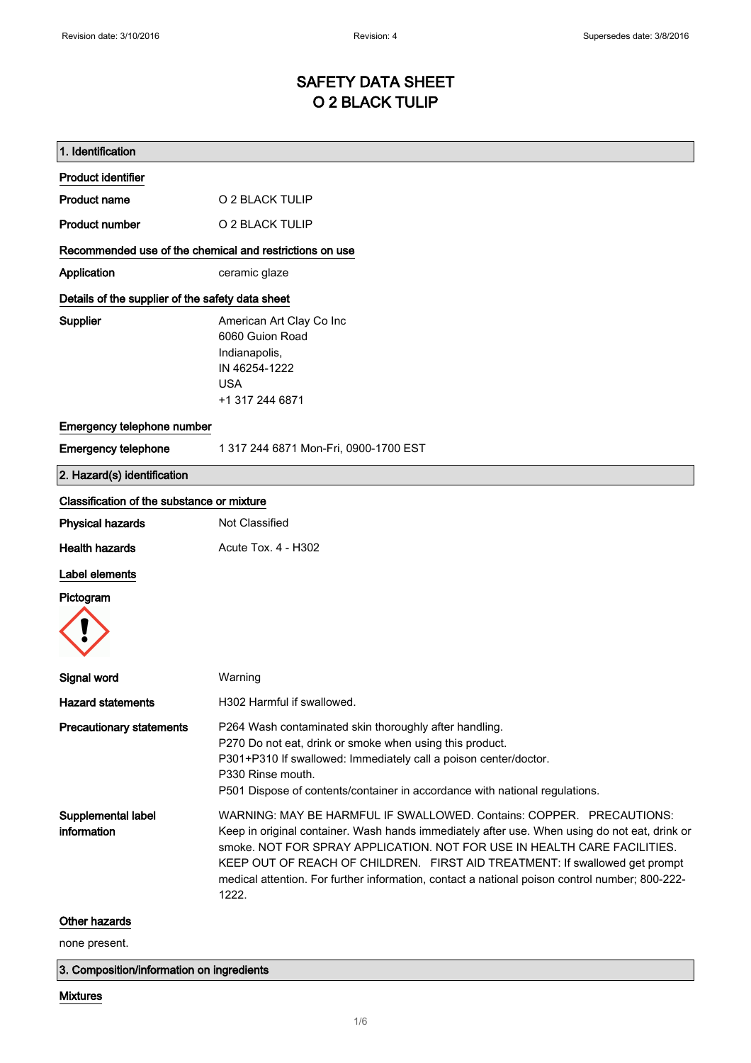# SAFETY DATA SHEET
# O 2 BLACK TULIP

## 1. Identification

### Product identifier

| | |
|---|---|
| **Product name** | O 2 BLACK TULIP |
| **Product number** | O 2 BLACK TULIP |

### Recommended use of the chemical and restrictions on use

| | |
|---|---|
| **Application** | ceramic glaze |

### Details of the supplier of the safety data sheet

| | |
|---|---|
| **Supplier** | American Art Clay Co Inc<br>6060 Guion Road<br>Indianapolis,<br>IN 46254-1222<br>USA<br>+1 317 244 6871 |

### Emergency telephone number

| | |
|---|---|
| **Emergency telephone** | 1 317 244 6871 Mon-Fri, 0900-1700 EST |

## 2. Hazard(s) identification

### Classification of the substance or mixture

| | |
|---|---|
| **Physical hazards** | Not Classified |
| **Health hazards** | Acute Tox. 4 - H302 |

### Label elements

**Pictogram**

| | |
|---|---|
| **Signal word** | Warning |
| **Hazard statements** | H302 Harmful if swallowed. |
| **Precautionary statements** | P264 Wash contaminated skin thoroughly after handling.<br>P270 Do not eat, drink or smoke when using this product.<br>P301+P310 If swallowed: Immediately call a poison center/doctor.<br>P330 Rinse mouth.<br>P501 Dispose of contents/container in accordance with national regulations. |
| **Supplemental label information** | WARNING: MAY BE HARMFUL IF SWALLOWED. Contains: COPPER. PRECAUTIONS: Keep in original container. Wash hands immediately after use. When using do not eat, drink or smoke. NOT FOR SPRAY APPLICATION. NOT FOR USE IN HEALTH CARE FACILITIES. KEEP OUT OF REACH OF CHILDREN. FIRST AID TREATMENT: If swallowed get prompt medical attention. For further information, contact a national poison control number; 800-222-1222. |

### Other hazards

none present.

## 3. Composition/information on ingredients

### Mixtures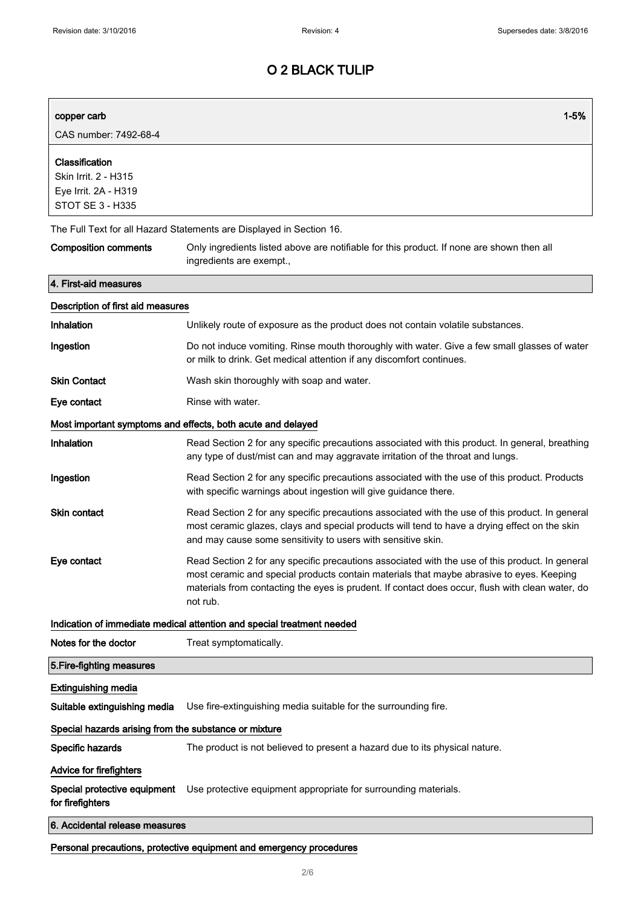# O 2 BLACK TULIP

| copper carb | 1-5% |
|---|---|
| CAS number: 7492-68-4 | |
| **Classification**<br>Skin Irrit. 2 - H315<br>Eye Irrit. 2A - H319<br>STOT SE 3 - H335 | |

The Full Text for all Hazard Statements are Displayed in Section 16.

**Composition comments** Only ingredients listed above are notifiable for this product. If none are shown then all ingredients are exempt.,

## 4. First-aid measures

### Description of first aid measures

**Inhalation** Unlikely route of exposure as the product does not contain volatile substances.

**Ingestion** Do not induce vomiting. Rinse mouth thoroughly with water. Give a few small glasses of water or milk to drink. Get medical attention if any discomfort continues.

**Skin Contact** Wash skin thoroughly with soap and water.

**Eye contact** Rinse with water.

### Most important symptoms and effects, both acute and delayed

**Inhalation** Read Section 2 for any specific precautions associated with this product. In general, breathing any type of dust/mist can and may aggravate irritation of the throat and lungs.

**Ingestion** Read Section 2 for any specific precautions associated with the use of this product. Products with specific warnings about ingestion will give guidance there.

**Skin contact** Read Section 2 for any specific precautions associated with the use of this product. In general most ceramic glazes, clays and special products will tend to have a drying effect on the skin and may cause some sensitivity to users with sensitive skin.

**Eye contact** Read Section 2 for any specific precautions associated with the use of this product. In general most ceramic and special products contain materials that maybe abrasive to eyes. Keeping materials from contacting the eyes is prudent. If contact does occur, flush with clean water, do not rub.

### Indication of immediate medical attention and special treatment needed

**Notes for the doctor** Treat symptomatically.

## 5.Fire-fighting measures

### Extinguishing media

**Suitable extinguishing media** Use fire-extinguishing media suitable for the surrounding fire.

### Special hazards arising from the substance or mixture

**Specific hazards** The product is not believed to present a hazard due to its physical nature.

### Advice for firefighters

**Special protective equipment for firefighters** Use protective equipment appropriate for surrounding materials.

## 6. Accidental release measures

### Personal precautions, protective equipment and emergency procedures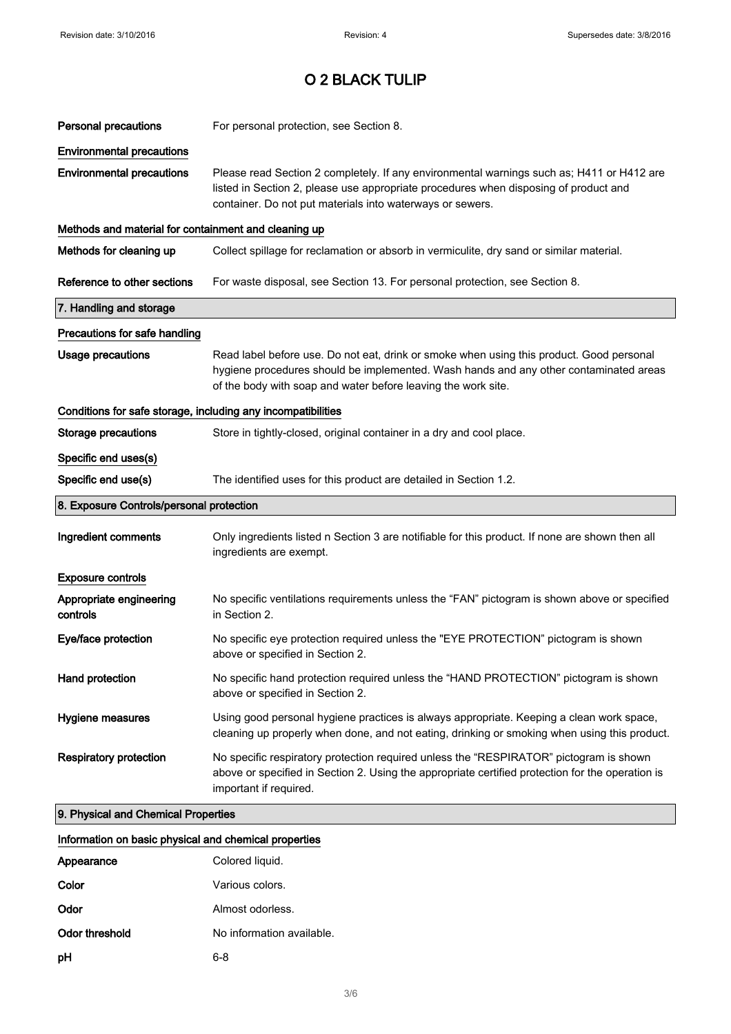| | |
|---|---|
| **Personal precautions** | For personal protection, see Section 8. |

**Environmental precautions**

| | |
|---|---|
| **Environmental precautions** | Please read Section 2 completely. If any environmental warnings such as; H411 or H412 are listed in Section 2, please use appropriate procedures when disposing of product and container. Do not put materials into waterways or sewers. |

**Methods and material for containment and cleaning up**

| | |
|---|---|
| **Methods for cleaning up** | Collect spillage for reclamation or absorb in vermiculite, dry sand or similar material. |
| **Reference to other sections** | For waste disposal, see Section 13. For personal protection, see Section 8. |

## 7. Handling and storage

**Precautions for safe handling**

| | |
|---|---|
| **Usage precautions** | Read label before use. Do not eat, drink or smoke when using this product. Good personal hygiene procedures should be implemented. Wash hands and any other contaminated areas of the body with soap and water before leaving the work site. |

**Conditions for safe storage, including any incompatibilities**

| | |
|---|---|
| **Storage precautions** | Store in tightly-closed, original container in a dry and cool place. |

**Specific end uses(s)**

| | |
|---|---|
| **Specific end use(s)** | The identified uses for this product are detailed in Section 1.2. |

## 8. Exposure Controls/personal protection

| | |
|---|---|
| **Ingredient comments** | Only ingredients listed n Section 3 are notifiable for this product. If none are shown then all ingredients are exempt. |

**Exposure controls**

| | |
|---|---|
| **Appropriate engineering controls** | No specific ventilations requirements unless the "FAN" pictogram is shown above or specified in Section 2. |
| **Eye/face protection** | No specific eye protection required unless the "EYE PROTECTION" pictogram is shown above or specified in Section 2. |
| **Hand protection** | No specific hand protection required unless the "HAND PROTECTION" pictogram is shown above or specified in Section 2. |
| **Hygiene measures** | Using good personal hygiene practices is always appropriate. Keeping a clean work space, cleaning up properly when done, and not eating, drinking or smoking when using this product. |
| **Respiratory protection** | No specific respiratory protection required unless the "RESPIRATOR" pictogram is shown above or specified in Section 2. Using the appropriate certified protection for the operation is important if required. |

## 9. Physical and Chemical Properties

**Information on basic physical and chemical properties**

| | |
|---|---|
| **Appearance** | Colored liquid. |
| **Color** | Various colors. |
| **Odor** | Almost odorless. |
| **Odor threshold** | No information available. |
| **pH** | 6-8 |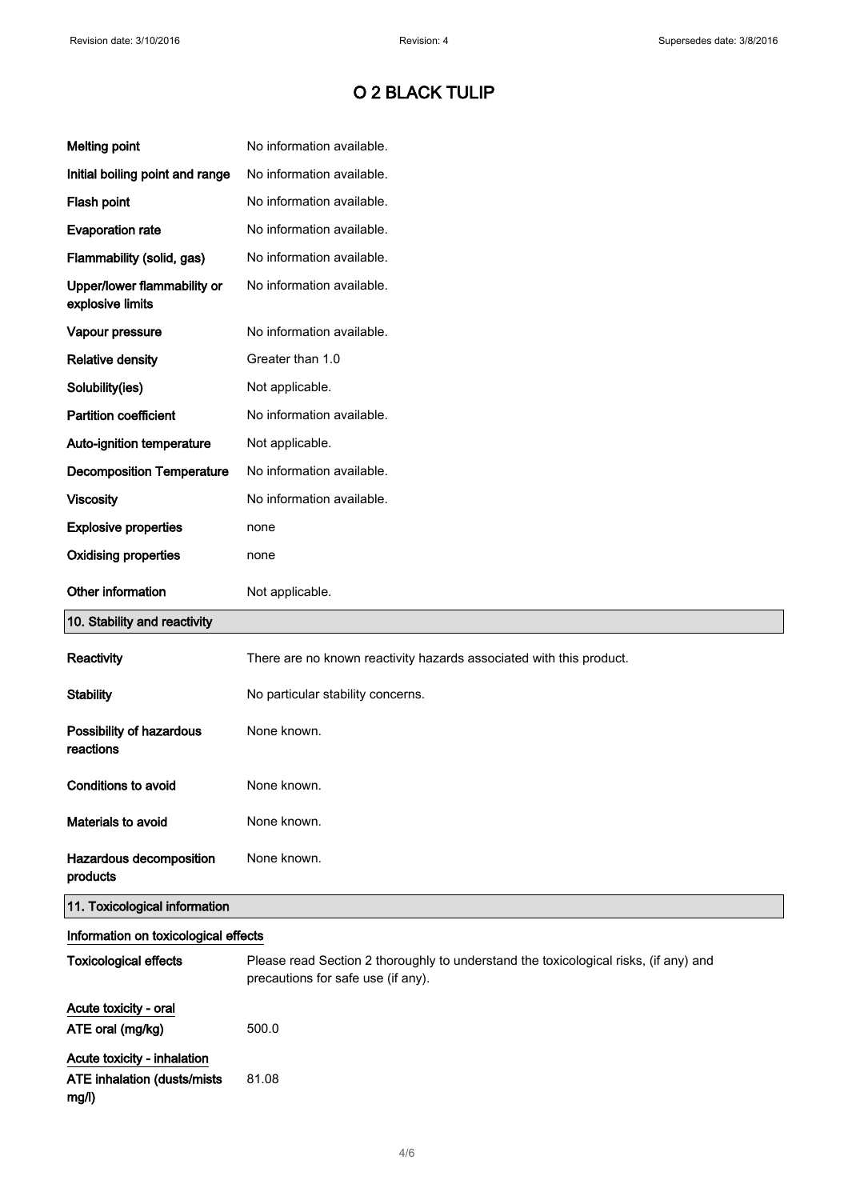# O 2 BLACK TULIP

| | |
|---|---|
| **Melting point** | No information available. |
| **Initial boiling point and range** | No information available. |
| **Flash point** | No information available. |
| **Evaporation rate** | No information available. |
| **Flammability (solid, gas)** | No information available. |
| **Upper/lower flammability or explosive limits** | No information available. |
| **Vapour pressure** | No information available. |
| **Relative density** | Greater than 1.0 |
| **Solubility(ies)** | Not applicable. |
| **Partition coefficient** | No information available. |
| **Auto-ignition temperature** | Not applicable. |
| **Decomposition Temperature** | No information available. |
| **Viscosity** | No information available. |
| **Explosive properties** | none |
| **Oxidising properties** | none |
| **Other information** | Not applicable. |

## 10. Stability and reactivity

| | |
|---|---|
| **Reactivity** | There are no known reactivity hazards associated with this product. |
| **Stability** | No particular stability concerns. |
| **Possibility of hazardous reactions** | None known. |
| **Conditions to avoid** | None known. |
| **Materials to avoid** | None known. |
| **Hazardous decomposition products** | None known. |

## 11. Toxicological information

### Information on toxicological effects

| | |
|---|---|
| **Toxicological effects** | Please read Section 2 thoroughly to understand the toxicological risks, (if any) and precautions for safe use (if any). |

**Acute toxicity - oral**

| | |
|---|---|
| **ATE oral (mg/kg)** | 500.0 |

**Acute toxicity - inhalation**

| | |
|---|---|
| **ATE inhalation (dusts/mists mg/l)** | 81.08 |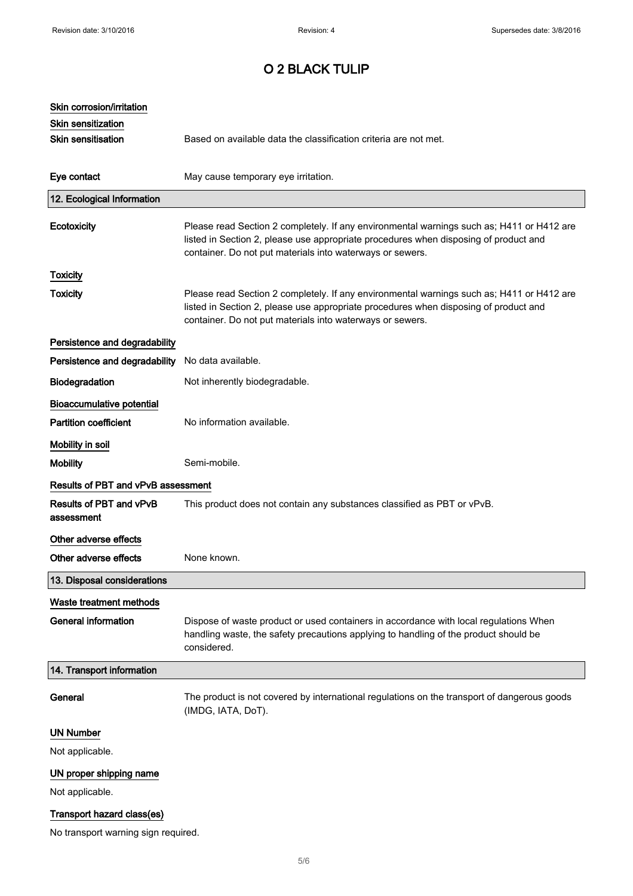# O 2 BLACK TULIP

**Skin corrosion/irritation**

**Skin sensitization**

**Skin sensitisation** Based on available data the classification criteria are not met.

**Eye contact** May cause temporary eye irritation.

## 12. Ecological Information

**Ecotoxicity** Please read Section 2 completely. If any environmental warnings such as; H411 or H412 are listed in Section 2, please use appropriate procedures when disposing of product and container. Do not put materials into waterways or sewers.

**Toxicity**

**Toxicity** Please read Section 2 completely. If any environmental warnings such as; H411 or H412 are listed in Section 2, please use appropriate procedures when disposing of product and container. Do not put materials into waterways or sewers.

**Persistence and degradability**

**Persistence and degradability** No data available.

**Biodegradation** Not inherently biodegradable.

**Bioaccumulative potential**

**Partition coefficient** No information available.

**Mobility in soil**

**Mobility** Semi-mobile.

**Results of PBT and vPvB assessment**

**Results of PBT and vPvB assessment** This product does not contain any substances classified as PBT or vPvB.

**Other adverse effects**

**Other adverse effects** None known.

## 13. Disposal considerations

**Waste treatment methods**

**General information** Dispose of waste product or used containers in accordance with local regulations When handling waste, the safety precautions applying to handling of the product should be considered.

## 14. Transport information

**General** The product is not covered by international regulations on the transport of dangerous goods (IMDG, IATA, DoT).

**UN Number**

Not applicable.

**UN proper shipping name**

Not applicable.

**Transport hazard class(es)**

No transport warning sign required.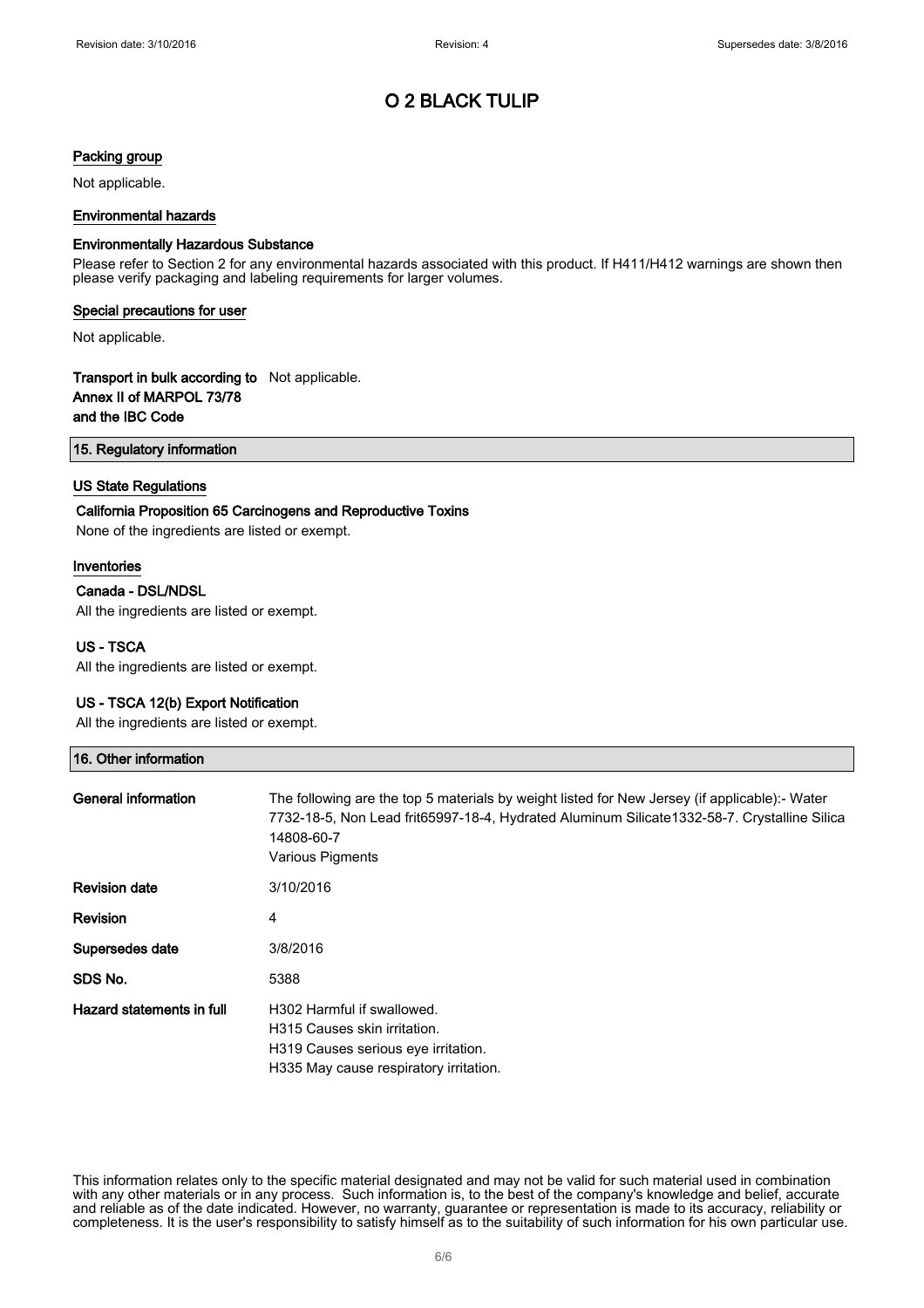# O 2 BLACK TULIP

### Packing group

Not applicable.

### Environmental hazards

#### Environmentally Hazardous Substance

Please refer to Section 2 for any environmental hazards associated with this product. If H411/H412 warnings are shown then please verify packaging and labeling requirements for larger volumes.

### Special precautions for user

Not applicable.

**Transport in bulk according to Annex II of MARPOL 73/78 and the IBC Code** Not applicable.

## 15. Regulatory information

### US State Regulations

#### California Proposition 65 Carcinogens and Reproductive Toxins

None of the ingredients are listed or exempt.

### Inventories

#### Canada - DSL/NDSL

All the ingredients are listed or exempt.

#### US - TSCA

All the ingredients are listed or exempt.

#### US - TSCA 12(b) Export Notification

All the ingredients are listed or exempt.

## 16. Other information

| | |
|---|---|
| **General information** | The following are the top 5 materials by weight listed for New Jersey (if applicable):- Water 7732-18-5, Non Lead frit65997-18-4, Hydrated Aluminum Silicate1332-58-7. Crystalline Silica 14808-60-7<br>Various Pigments |
| **Revision date** | 3/10/2016 |
| **Revision** | 4 |
| **Supersedes date** | 3/8/2016 |
| **SDS No.** | 5388 |
| **Hazard statements in full** | H302 Harmful if swallowed.<br>H315 Causes skin irritation.<br>H319 Causes serious eye irritation.<br>H335 May cause respiratory irritation. |

This information relates only to the specific material designated and may not be valid for such material used in combination with any other materials or in any process. Such information is, to the best of the company's knowledge and belief, accurate and reliable as of the date indicated. However, no warranty, guarantee or representation is made to its accuracy, reliability or completeness. It is the user's responsibility to satisfy himself as to the suitability of such information for his own particular use.